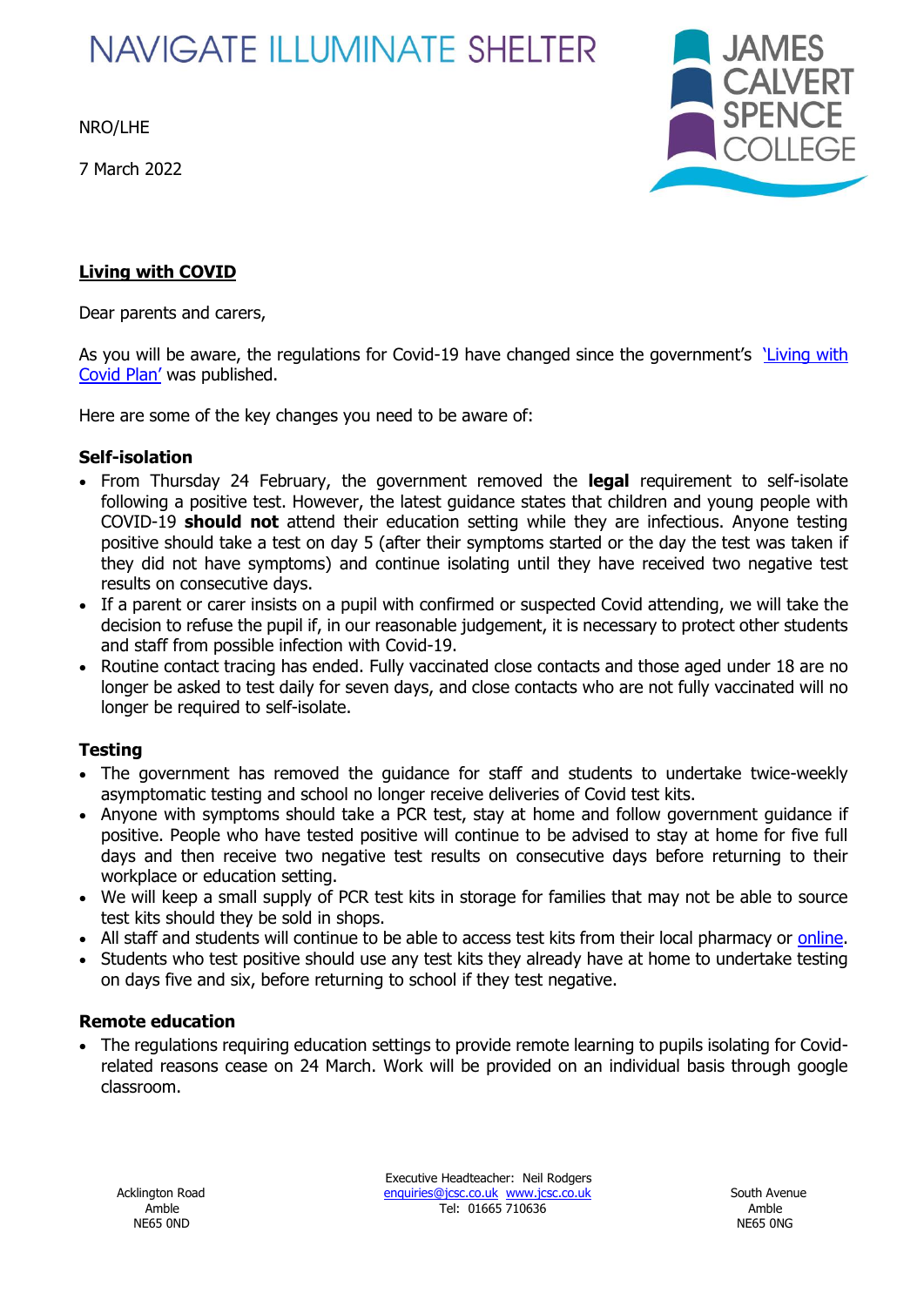NAVIGATE ILLUMINATE SHELTER

JAMES CALVERT SPENCE COLLEGE

NRO/LHE

7 March 2022

**Living with COVID**

Dear parents and carers,

As you will be aware, the regulations for Covid-19 have changed since the government's ['Living with Covid Plan'](#) was published.

Here are some of the key changes you need to be aware of:

### Self-isolation

- From Thursday 24 February, the government removed the **legal** requirement to self-isolate following a positive test. However, the latest guidance states that children and young people with COVID-19 **should not** attend their education setting while they are infectious. Anyone testing positive should take a test on day 5 (after their symptoms started or the day the test was taken if they did not have symptoms) and continue isolating until they have received two negative test results on consecutive days.
- If a parent or carer insists on a pupil with confirmed or suspected Covid attending, we will take the decision to refuse the pupil if, in our reasonable judgement, it is necessary to protect other students and staff from possible infection with Covid-19.
- Routine contact tracing has ended. Fully vaccinated close contacts and those aged under 18 are no longer be asked to test daily for seven days, and close contacts who are not fully vaccinated will no longer be required to self-isolate.

### Testing

- The government has removed the guidance for staff and students to undertake twice-weekly asymptomatic testing and school no longer receive deliveries of Covid test kits.
- Anyone with symptoms should take a PCR test, stay at home and follow government guidance if positive. People who have tested positive will continue to be advised to stay at home for five full days and then receive two negative test results on consecutive days before returning to their workplace or education setting.
- We will keep a small supply of PCR test kits in storage for families that may not be able to source test kits should they be sold in shops.
- All staff and students will continue to be able to access test kits from their local pharmacy or [online](#).
- Students who test positive should use any test kits they already have at home to undertake testing on days five and six, before returning to school if they test negative.

### Remote education

- The regulations requiring education settings to provide remote learning to pupils isolating for Covid-related reasons cease on 24 March. Work will be provided on an individual basis through google classroom.

Acklington Road
Amble
NE65 0ND

Executive Headteacher: Neil Rodgers
enquiries@jcsc.co.uk www.jcsc.co.uk
Tel: 01665 710636

South Avenue
Amble
NE65 0NG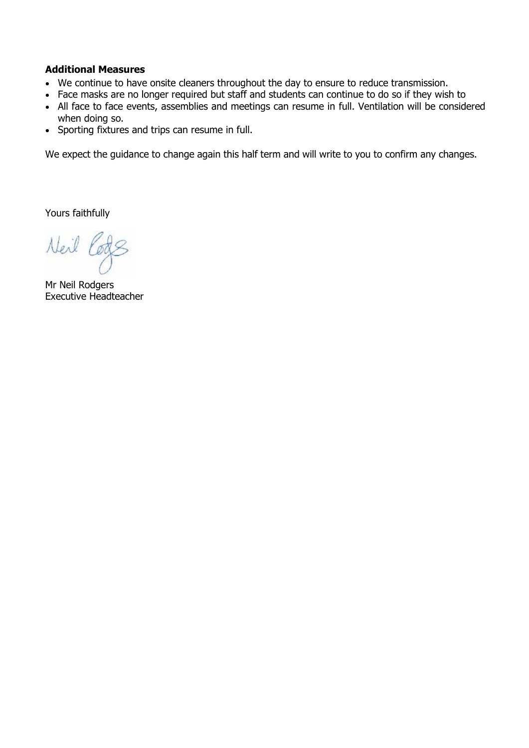**Additional Measures**

- We continue to have onsite cleaners throughout the day to ensure to reduce transmission.
- Face masks are no longer required but staff and students can continue to do so if they wish to
- All face to face events, assemblies and meetings can resume in full. Ventilation will be considered when doing so.
- Sporting fixtures and trips can resume in full.

We expect the guidance to change again this half term and will write to you to confirm any changes.

Yours faithfully

Mr Neil Rodgers
Executive Headteacher